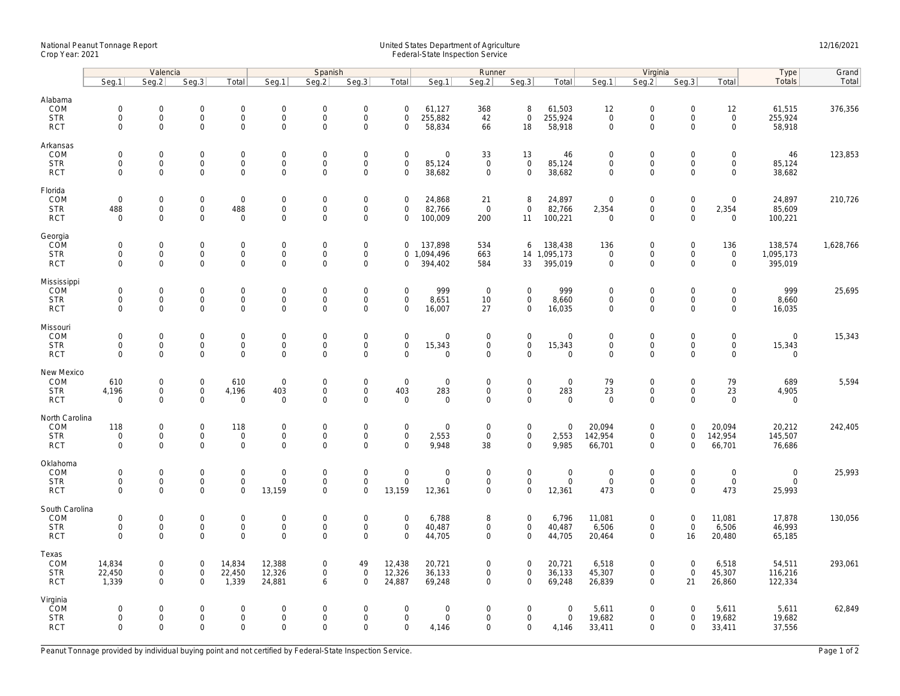National Peanut Tonnage Report
Crop Year: 2021

United States Department of Agriculture
Federal-State Inspection Service

12/16/2021

| | Valencia | | | | Spanish | | | | Runner | | | | Virginia | | | | Type | Grand |
|---|---|---|---|---|---|---|---|---|---|---|---|---|---|---|---|---|---|---|
| | Seg.1 | Seg.2 | Seg.3 | Total | Seg.1 | Seg.2 | Seg.3 | Total | Seg.1 | Seg.2 | Seg.3 | Total | Seg.1 | Seg.2 | Seg.3 | Total | Totals | Total |
| **Alabama** | | | | | | | | | | | | | | | | | | |
| COM | 0 | 0 | 0 | 0 | 0 | 0 | 0 | 0 | 61,127 | 368 | 8 | 61,503 | 12 | 0 | 0 | 12 | 61,515 | 376,356 |
| STR | 0 | 0 | 0 | 0 | 0 | 0 | 0 | 0 | 255,882 | 42 | 0 | 255,924 | 0 | 0 | 0 | 0 | 255,924 | |
| RCT | 0 | 0 | 0 | 0 | 0 | 0 | 0 | 0 | 58,834 | 66 | 18 | 58,918 | 0 | 0 | 0 | 0 | 58,918 | |
| **Arkansas** | | | | | | | | | | | | | | | | | | |
| COM | 0 | 0 | 0 | 0 | 0 | 0 | 0 | 0 | 0 | 33 | 13 | 46 | 0 | 0 | 0 | 0 | 46 | 123,853 |
| STR | 0 | 0 | 0 | 0 | 0 | 0 | 0 | 0 | 85,124 | 0 | 0 | 85,124 | 0 | 0 | 0 | 0 | 85,124 | |
| RCT | 0 | 0 | 0 | 0 | 0 | 0 | 0 | 0 | 38,682 | 0 | 0 | 38,682 | 0 | 0 | 0 | 0 | 38,682 | |
| **Florida** | | | | | | | | | | | | | | | | | | |
| COM | 0 | 0 | 0 | 0 | 0 | 0 | 0 | 0 | 24,868 | 21 | 8 | 24,897 | 0 | 0 | 0 | 0 | 24,897 | 210,726 |
| STR | 488 | 0 | 0 | 488 | 0 | 0 | 0 | 0 | 82,766 | 0 | 0 | 82,766 | 2,354 | 0 | 0 | 2,354 | 85,609 | |
| RCT | 0 | 0 | 0 | 0 | 0 | 0 | 0 | 0 | 100,009 | 200 | 11 | 100,221 | 0 | 0 | 0 | 0 | 100,221 | |
| **Georgia** | | | | | | | | | | | | | | | | | | |
| COM | 0 | 0 | 0 | 0 | 0 | 0 | 0 | 0 | 137,898 | 534 | 6 | 138,438 | 136 | 0 | 0 | 136 | 138,574 | 1,628,766 |
| STR | 0 | 0 | 0 | 0 | 0 | 0 | 0 | 0 | 1,094,496 | 663 | 14 | 1,095,173 | 0 | 0 | 0 | 0 | 1,095,173 | |
| RCT | 0 | 0 | 0 | 0 | 0 | 0 | 0 | 0 | 394,402 | 584 | 33 | 395,019 | 0 | 0 | 0 | 0 | 395,019 | |
| **Mississippi** | | | | | | | | | | | | | | | | | | |
| COM | 0 | 0 | 0 | 0 | 0 | 0 | 0 | 0 | 999 | 0 | 0 | 999 | 0 | 0 | 0 | 0 | 999 | 25,695 |
| STR | 0 | 0 | 0 | 0 | 0 | 0 | 0 | 0 | 8,651 | 10 | 0 | 8,660 | 0 | 0 | 0 | 0 | 8,660 | |
| RCT | 0 | 0 | 0 | 0 | 0 | 0 | 0 | 0 | 16,007 | 27 | 0 | 16,035 | 0 | 0 | 0 | 0 | 16,035 | |
| **Missouri** | | | | | | | | | | | | | | | | | | |
| COM | 0 | 0 | 0 | 0 | 0 | 0 | 0 | 0 | 0 | 0 | 0 | 0 | 0 | 0 | 0 | 0 | 0 | 15,343 |
| STR | 0 | 0 | 0 | 0 | 0 | 0 | 0 | 0 | 15,343 | 0 | 0 | 15,343 | 0 | 0 | 0 | 0 | 15,343 | |
| RCT | 0 | 0 | 0 | 0 | 0 | 0 | 0 | 0 | 0 | 0 | 0 | 0 | 0 | 0 | 0 | 0 | 0 | |
| **New Mexico** | | | | | | | | | | | | | | | | | | |
| COM | 610 | 0 | 0 | 610 | 0 | 0 | 0 | 0 | 0 | 0 | 0 | 0 | 79 | 0 | 0 | 79 | 689 | 5,594 |
| STR | 4,196 | 0 | 0 | 4,196 | 403 | 0 | 0 | 403 | 283 | 0 | 0 | 283 | 23 | 0 | 0 | 23 | 4,905 | |
| RCT | 0 | 0 | 0 | 0 | 0 | 0 | 0 | 0 | 0 | 0 | 0 | 0 | 0 | 0 | 0 | 0 | 0 | |
| **North Carolina** | | | | | | | | | | | | | | | | | | |
| COM | 118 | 0 | 0 | 118 | 0 | 0 | 0 | 0 | 0 | 0 | 0 | 0 | 20,094 | 0 | 0 | 20,094 | 20,212 | 242,405 |
| STR | 0 | 0 | 0 | 0 | 0 | 0 | 0 | 0 | 2,553 | 0 | 0 | 2,553 | 142,954 | 0 | 0 | 142,954 | 145,507 | |
| RCT | 0 | 0 | 0 | 0 | 0 | 0 | 0 | 0 | 9,948 | 38 | 0 | 9,985 | 66,701 | 0 | 0 | 66,701 | 76,686 | |
| **Oklahoma** | | | | | | | | | | | | | | | | | | |
| COM | 0 | 0 | 0 | 0 | 0 | 0 | 0 | 0 | 0 | 0 | 0 | 0 | 0 | 0 | 0 | 0 | 0 | 25,993 |
| STR | 0 | 0 | 0 | 0 | 0 | 0 | 0 | 0 | 0 | 0 | 0 | 0 | 0 | 0 | 0 | 0 | 0 | |
| RCT | 0 | 0 | 0 | 0 | 13,159 | 0 | 0 | 13,159 | 12,361 | 0 | 0 | 12,361 | 473 | 0 | 0 | 473 | 25,993 | |
| **South Carolina** | | | | | | | | | | | | | | | | | | |
| COM | 0 | 0 | 0 | 0 | 0 | 0 | 0 | 0 | 6,788 | 8 | 0 | 6,796 | 11,081 | 0 | 0 | 11,081 | 17,878 | 130,056 |
| STR | 0 | 0 | 0 | 0 | 0 | 0 | 0 | 0 | 40,487 | 0 | 0 | 40,487 | 6,506 | 0 | 0 | 6,506 | 46,993 | |
| RCT | 0 | 0 | 0 | 0 | 0 | 0 | 0 | 0 | 44,705 | 0 | 0 | 44,705 | 20,464 | 0 | 16 | 20,480 | 65,185 | |
| **Texas** | | | | | | | | | | | | | | | | | | |
| COM | 14,834 | 0 | 0 | 14,834 | 12,388 | 0 | 49 | 12,438 | 20,721 | 0 | 0 | 20,721 | 6,518 | 0 | 0 | 6,518 | 54,511 | 293,061 |
| STR | 22,450 | 0 | 0 | 22,450 | 12,326 | 0 | 0 | 12,326 | 36,133 | 0 | 0 | 36,133 | 45,307 | 0 | 0 | 45,307 | 116,216 | |
| RCT | 1,339 | 0 | 0 | 1,339 | 24,881 | 6 | 0 | 24,887 | 69,248 | 0 | 0 | 69,248 | 26,839 | 0 | 21 | 26,860 | 122,334 | |
| **Virginia** | | | | | | | | | | | | | | | | | | |
| COM | 0 | 0 | 0 | 0 | 0 | 0 | 0 | 0 | 0 | 0 | 0 | 0 | 5,611 | 0 | 0 | 5,611 | 5,611 | 62,849 |
| STR | 0 | 0 | 0 | 0 | 0 | 0 | 0 | 0 | 0 | 0 | 0 | 0 | 19,682 | 0 | 0 | 19,682 | 19,682 | |
| RCT | 0 | 0 | 0 | 0 | 0 | 0 | 0 | 0 | 4,146 | 0 | 0 | 4,146 | 33,411 | 0 | 0 | 33,411 | 37,556 | |

Peanut Tonnage provided by individual buying point and not certified by Federal-State Inspection Service.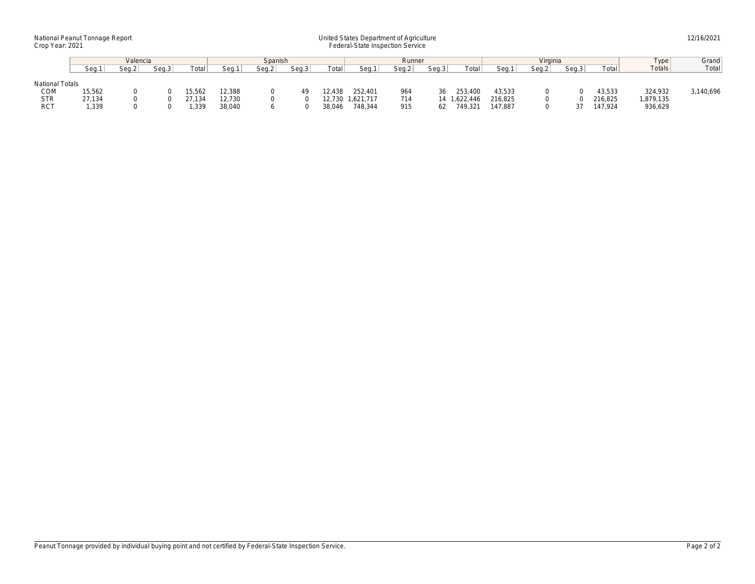National Peanut Tonnage Report
Crop Year: 2021

United States Department of Agriculture
Federal-State Inspection Service

12/16/2021

| | Valencia | | | | Spanish | | | | Runner | | | | Virginia | | | | Type | Grand |
|---|---|---|---|---|---|---|---|---|---|---|---|---|---|---|---|---|---|---|
| | Seg.1 | Seg.2 | Seg.3 | Total | Seg.1 | Seg.2 | Seg.3 | Total | Seg.1 | Seg.2 | Seg.3 | Total | Seg.1 | Seg.2 | Seg.3 | Total | Totals | Total |
| National Totals | | | | | | | | | | | | | | | | | | |
| COM | 15,562 | 0 | 0 | 15,562 | 12,388 | 0 | 49 | 12,438 | 252,401 | 964 | 36 | 253,400 | 43,533 | 0 | 0 | 43,533 | 324,932 | 3,140,696 |
| STR | 27,134 | 0 | 0 | 27,134 | 12,730 | 0 | 0 | 12,730 | 1,621,717 | 714 | 14 | 1,622,446 | 216,825 | 0 | 0 | 216,825 | 1,879,135 | |
| RCT | 1,339 | 0 | 0 | 1,339 | 38,040 | 6 | 0 | 38,046 | 748,344 | 915 | 62 | 749,321 | 147,887 | 0 | 37 | 147,924 | 936,629 | |

Peanut Tonnage provided by individual buying point and not certified by Federal-State Inspection Service.